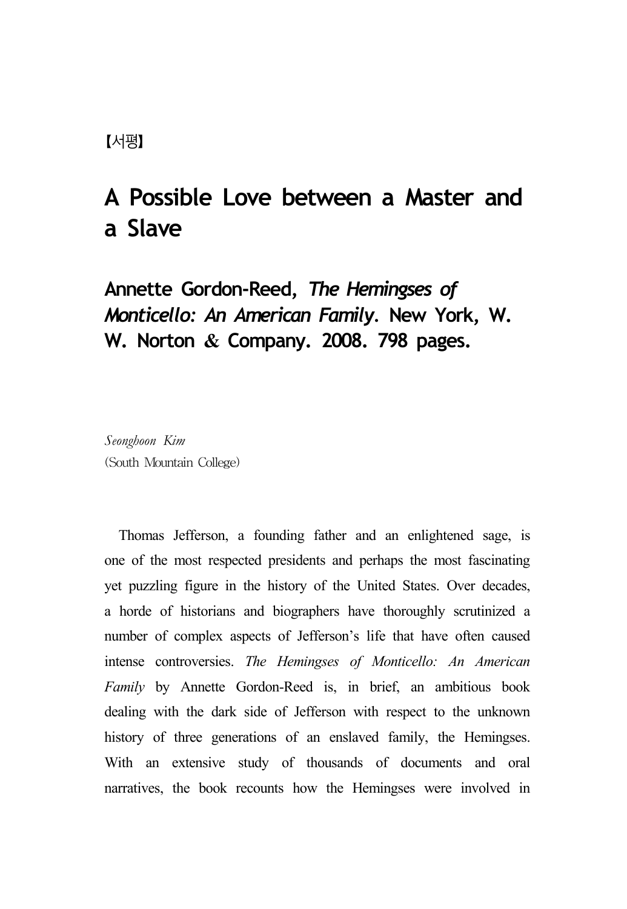【서평】

# A Possible Love between a Master and a Slave

## Annette Gordon-Reed, *The Hemingses of Monticello: An American Family*. New York, W. W. Norton & Company. 2008. 798 pages.

*Seonghoon Kim*
(South Mountain College)

Thomas Jefferson, a founding father and an enlightened sage, is one of the most respected presidents and perhaps the most fascinating yet puzzling figure in the history of the United States. Over decades, a horde of historians and biographers have thoroughly scrutinized a number of complex aspects of Jefferson's life that have often caused intense controversies. *The Hemingses of Monticello: An American Family* by Annette Gordon-Reed is, in brief, an ambitious book dealing with the dark side of Jefferson with respect to the unknown history of three generations of an enslaved family, the Hemingses. With an extensive study of thousands of documents and oral narratives, the book recounts how the Hemingses were involved in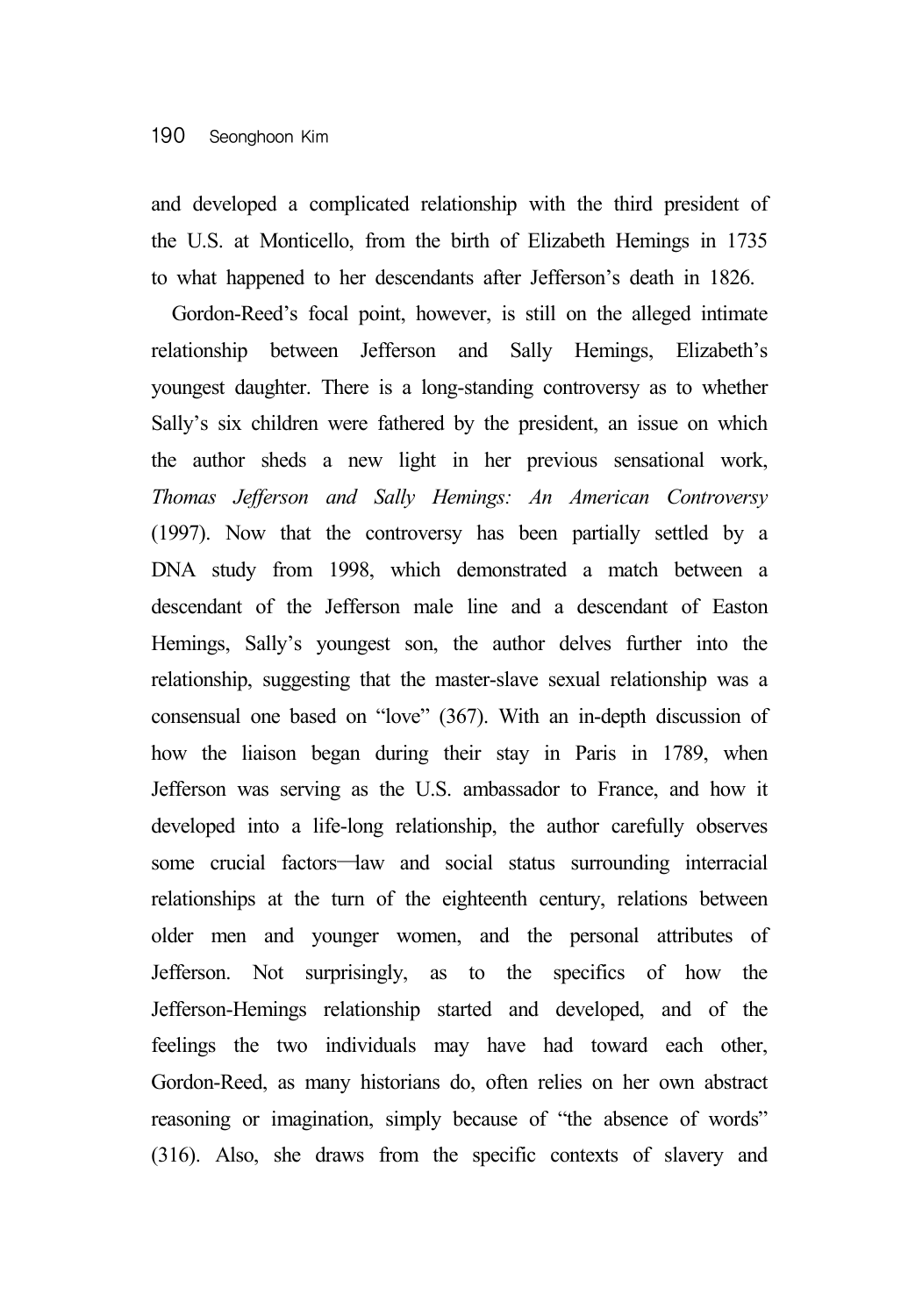and developed a complicated relationship with the third president of the U.S. at Monticello, from the birth of Elizabeth Hemings in 1735 to what happened to her descendants after Jefferson's death in 1826.

Gordon-Reed's focal point, however, is still on the alleged intimate relationship between Jefferson and Sally Hemings, Elizabeth's youngest daughter. There is a long-standing controversy as to whether Sally's six children were fathered by the president, an issue on which the author sheds a new light in her previous sensational work, *Thomas Jefferson and Sally Hemings: An American Controversy* (1997). Now that the controversy has been partially settled by a DNA study from 1998, which demonstrated a match between a descendant of the Jefferson male line and a descendant of Easton Hemings, Sally's youngest son, the author delves further into the relationship, suggesting that the master-slave sexual relationship was a consensual one based on "love" (367). With an in-depth discussion of how the liaison began during their stay in Paris in 1789, when Jefferson was serving as the U.S. ambassador to France, and how it developed into a life-long relationship, the author carefully observes some crucial factors—law and social status surrounding interracial relationships at the turn of the eighteenth century, relations between older men and younger women, and the personal attributes of Jefferson. Not surprisingly, as to the specifics of how the Jefferson-Hemings relationship started and developed, and of the feelings the two individuals may have had toward each other, Gordon-Reed, as many historians do, often relies on her own abstract reasoning or imagination, simply because of "the absence of words" (316). Also, she draws from the specific contexts of slavery and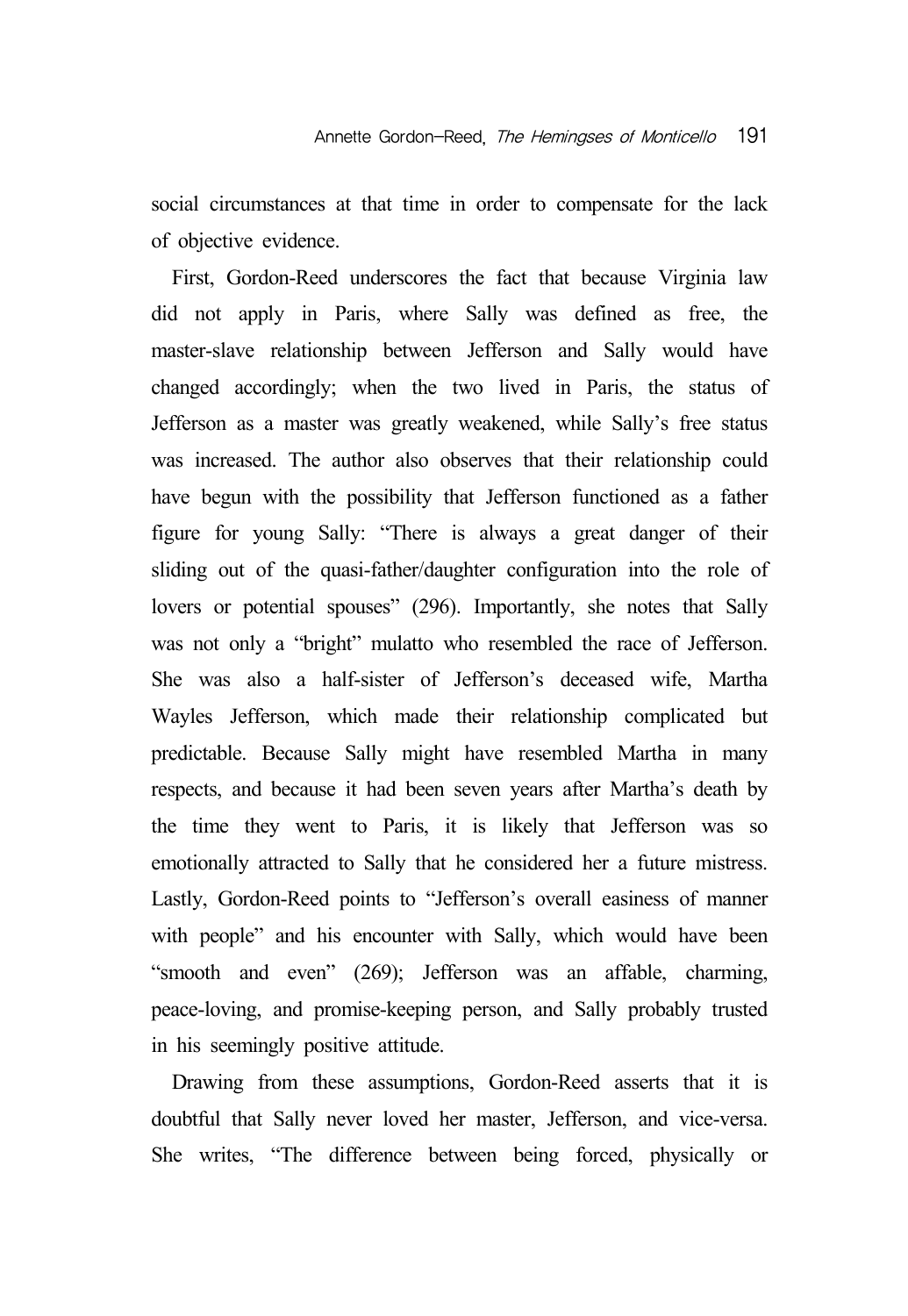social circumstances at that time in order to compensate for the lack of objective evidence.

First, Gordon-Reed underscores the fact that because Virginia law did not apply in Paris, where Sally was defined as free, the master-slave relationship between Jefferson and Sally would have changed accordingly; when the two lived in Paris, the status of Jefferson as a master was greatly weakened, while Sally's free status was increased. The author also observes that their relationship could have begun with the possibility that Jefferson functioned as a father figure for young Sally: "There is always a great danger of their sliding out of the quasi-father/daughter configuration into the role of lovers or potential spouses" (296). Importantly, she notes that Sally was not only a "bright" mulatto who resembled the race of Jefferson. She was also a half-sister of Jefferson's deceased wife, Martha Wayles Jefferson, which made their relationship complicated but predictable. Because Sally might have resembled Martha in many respects, and because it had been seven years after Martha's death by the time they went to Paris, it is likely that Jefferson was so emotionally attracted to Sally that he considered her a future mistress. Lastly, Gordon-Reed points to "Jefferson's overall easiness of manner with people" and his encounter with Sally, which would have been "smooth and even" (269); Jefferson was an affable, charming, peace-loving, and promise-keeping person, and Sally probably trusted in his seemingly positive attitude.

Drawing from these assumptions, Gordon-Reed asserts that it is doubtful that Sally never loved her master, Jefferson, and vice-versa. She writes, "The difference between being forced, physically or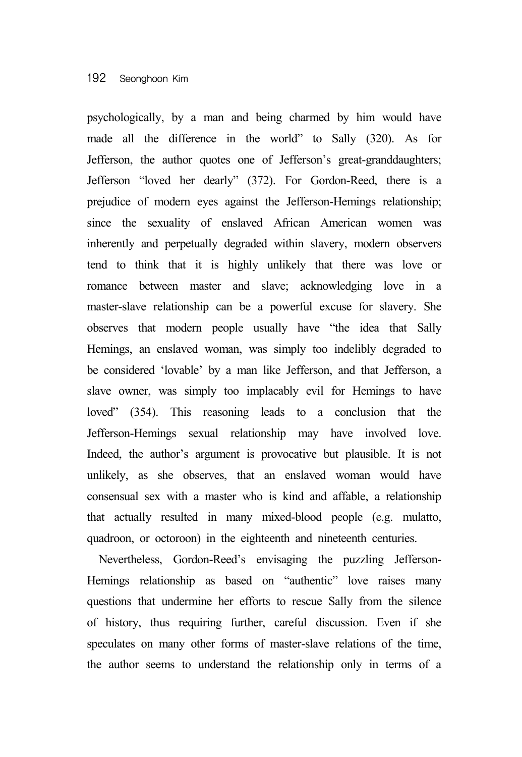psychologically, by a man and being charmed by him would have made all the difference in the world" to Sally (320). As for Jefferson, the author quotes one of Jefferson's great-granddaughters; Jefferson "loved her dearly" (372). For Gordon-Reed, there is a prejudice of modern eyes against the Jefferson-Hemings relationship; since the sexuality of enslaved African American women was inherently and perpetually degraded within slavery, modern observers tend to think that it is highly unlikely that there was love or romance between master and slave; acknowledging love in a master-slave relationship can be a powerful excuse for slavery. She observes that modern people usually have "the idea that Sally Hemings, an enslaved woman, was simply too indelibly degraded to be considered 'lovable' by a man like Jefferson, and that Jefferson, a slave owner, was simply too implacably evil for Hemings to have loved" (354). This reasoning leads to a conclusion that the Jefferson-Hemings sexual relationship may have involved love. Indeed, the author's argument is provocative but plausible. It is not unlikely, as she observes, that an enslaved woman would have consensual sex with a master who is kind and affable, a relationship that actually resulted in many mixed-blood people (e.g. mulatto, quadroon, or octoroon) in the eighteenth and nineteenth centuries.

Nevertheless, Gordon-Reed's envisaging the puzzling Jefferson-Hemings relationship as based on "authentic" love raises many questions that undermine her efforts to rescue Sally from the silence of history, thus requiring further, careful discussion. Even if she speculates on many other forms of master-slave relations of the time, the author seems to understand the relationship only in terms of a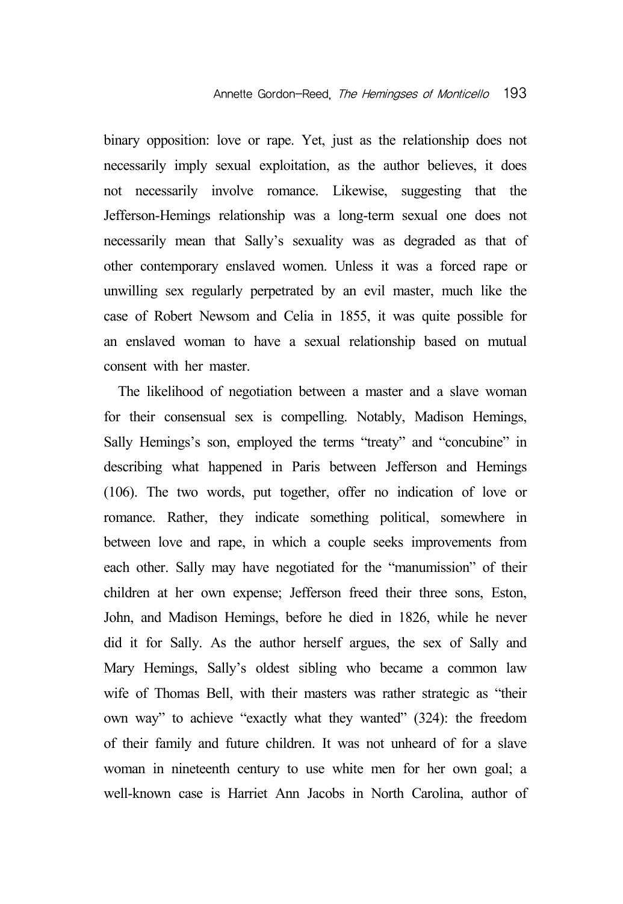binary opposition: love or rape. Yet, just as the relationship does not necessarily imply sexual exploitation, as the author believes, it does not necessarily involve romance. Likewise, suggesting that the Jefferson-Hemings relationship was a long-term sexual one does not necessarily mean that Sally's sexuality was as degraded as that of other contemporary enslaved women. Unless it was a forced rape or unwilling sex regularly perpetrated by an evil master, much like the case of Robert Newsom and Celia in 1855, it was quite possible for an enslaved woman to have a sexual relationship based on mutual consent with her master.

The likelihood of negotiation between a master and a slave woman for their consensual sex is compelling. Notably, Madison Hemings, Sally Hemings's son, employed the terms "treaty" and "concubine" in describing what happened in Paris between Jefferson and Hemings (106). The two words, put together, offer no indication of love or romance. Rather, they indicate something political, somewhere in between love and rape, in which a couple seeks improvements from each other. Sally may have negotiated for the "manumission" of their children at her own expense; Jefferson freed their three sons, Eston, John, and Madison Hemings, before he died in 1826, while he never did it for Sally. As the author herself argues, the sex of Sally and Mary Hemings, Sally's oldest sibling who became a common law wife of Thomas Bell, with their masters was rather strategic as "their own way" to achieve "exactly what they wanted" (324): the freedom of their family and future children. It was not unheard of for a slave woman in nineteenth century to use white men for her own goal; a well-known case is Harriet Ann Jacobs in North Carolina, author of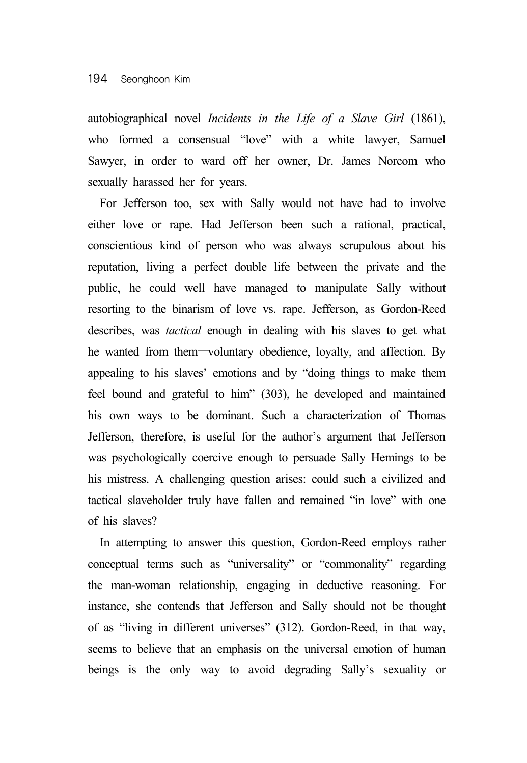autobiographical novel *Incidents in the Life of a Slave Girl* (1861), who formed a consensual "love" with a white lawyer, Samuel Sawyer, in order to ward off her owner, Dr. James Norcom who sexually harassed her for years.

For Jefferson too, sex with Sally would not have had to involve either love or rape. Had Jefferson been such a rational, practical, conscientious kind of person who was always scrupulous about his reputation, living a perfect double life between the private and the public, he could well have managed to manipulate Sally without resorting to the binarism of love vs. rape. Jefferson, as Gordon-Reed describes, was *tactical* enough in dealing with his slaves to get what he wanted from them—voluntary obedience, loyalty, and affection. By appealing to his slaves' emotions and by "doing things to make them feel bound and grateful to him" (303), he developed and maintained his own ways to be dominant. Such a characterization of Thomas Jefferson, therefore, is useful for the author's argument that Jefferson was psychologically coercive enough to persuade Sally Hemings to be his mistress. A challenging question arises: could such a civilized and tactical slaveholder truly have fallen and remained "in love" with one of his slaves?

In attempting to answer this question, Gordon-Reed employs rather conceptual terms such as "universality" or "commonality" regarding the man-woman relationship, engaging in deductive reasoning. For instance, she contends that Jefferson and Sally should not be thought of as "living in different universes" (312). Gordon-Reed, in that way, seems to believe that an emphasis on the universal emotion of human beings is the only way to avoid degrading Sally's sexuality or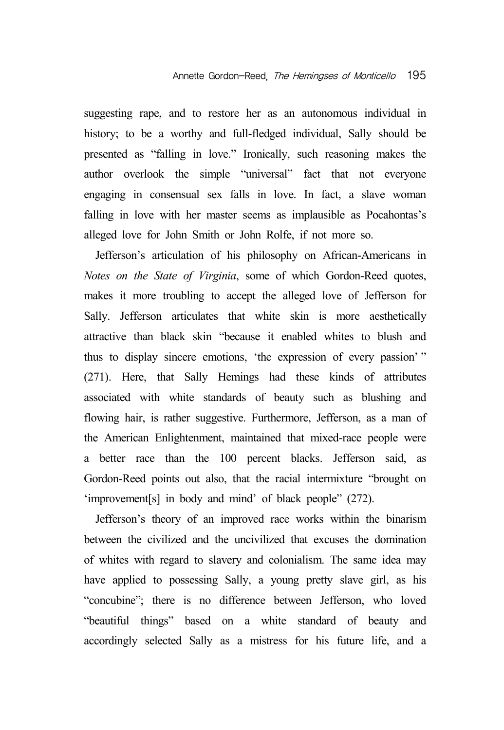suggesting rape, and to restore her as an autonomous individual in history; to be a worthy and full-fledged individual, Sally should be presented as "falling in love." Ironically, such reasoning makes the author overlook the simple "universal" fact that not everyone engaging in consensual sex falls in love. In fact, a slave woman falling in love with her master seems as implausible as Pocahontas's alleged love for John Smith or John Rolfe, if not more so.

Jefferson's articulation of his philosophy on African-Americans in *Notes on the State of Virginia*, some of which Gordon-Reed quotes, makes it more troubling to accept the alleged love of Jefferson for Sally. Jefferson articulates that white skin is more aesthetically attractive than black skin "because it enabled whites to blush and thus to display sincere emotions, 'the expression of every passion' " (271). Here, that Sally Hemings had these kinds of attributes associated with white standards of beauty such as blushing and flowing hair, is rather suggestive. Furthermore, Jefferson, as a man of the American Enlightenment, maintained that mixed-race people were a better race than the 100 percent blacks. Jefferson said, as Gordon-Reed points out also, that the racial intermixture "brought on 'improvement[s] in body and mind' of black people" (272).

Jefferson's theory of an improved race works within the binarism between the civilized and the uncivilized that excuses the domination of whites with regard to slavery and colonialism. The same idea may have applied to possessing Sally, a young pretty slave girl, as his "concubine"; there is no difference between Jefferson, who loved "beautiful things" based on a white standard of beauty and accordingly selected Sally as a mistress for his future life, and a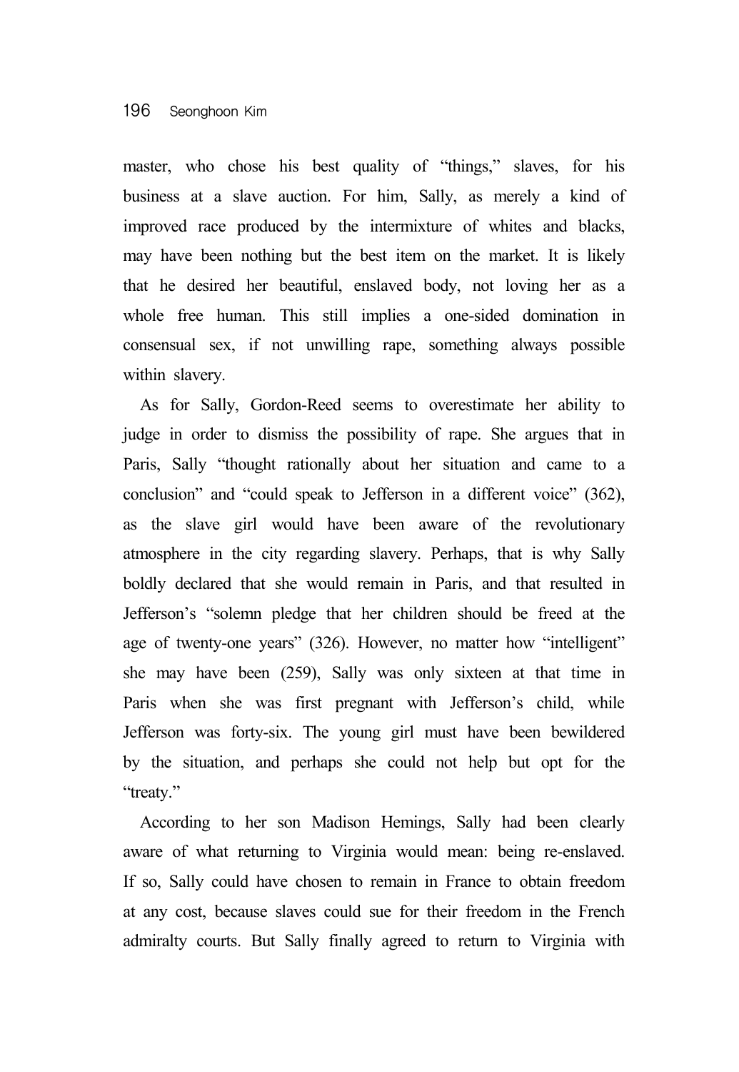master, who chose his best quality of "things," slaves, for his business at a slave auction. For him, Sally, as merely a kind of improved race produced by the intermixture of whites and blacks, may have been nothing but the best item on the market. It is likely that he desired her beautiful, enslaved body, not loving her as a whole free human. This still implies a one-sided domination in consensual sex, if not unwilling rape, something always possible within slavery.

As for Sally, Gordon-Reed seems to overestimate her ability to judge in order to dismiss the possibility of rape. She argues that in Paris, Sally "thought rationally about her situation and came to a conclusion" and "could speak to Jefferson in a different voice" (362), as the slave girl would have been aware of the revolutionary atmosphere in the city regarding slavery. Perhaps, that is why Sally boldly declared that she would remain in Paris, and that resulted in Jefferson's "solemn pledge that her children should be freed at the age of twenty-one years" (326). However, no matter how "intelligent" she may have been (259), Sally was only sixteen at that time in Paris when she was first pregnant with Jefferson's child, while Jefferson was forty-six. The young girl must have been bewildered by the situation, and perhaps she could not help but opt for the "treaty."

According to her son Madison Hemings, Sally had been clearly aware of what returning to Virginia would mean: being re-enslaved. If so, Sally could have chosen to remain in France to obtain freedom at any cost, because slaves could sue for their freedom in the French admiralty courts. But Sally finally agreed to return to Virginia with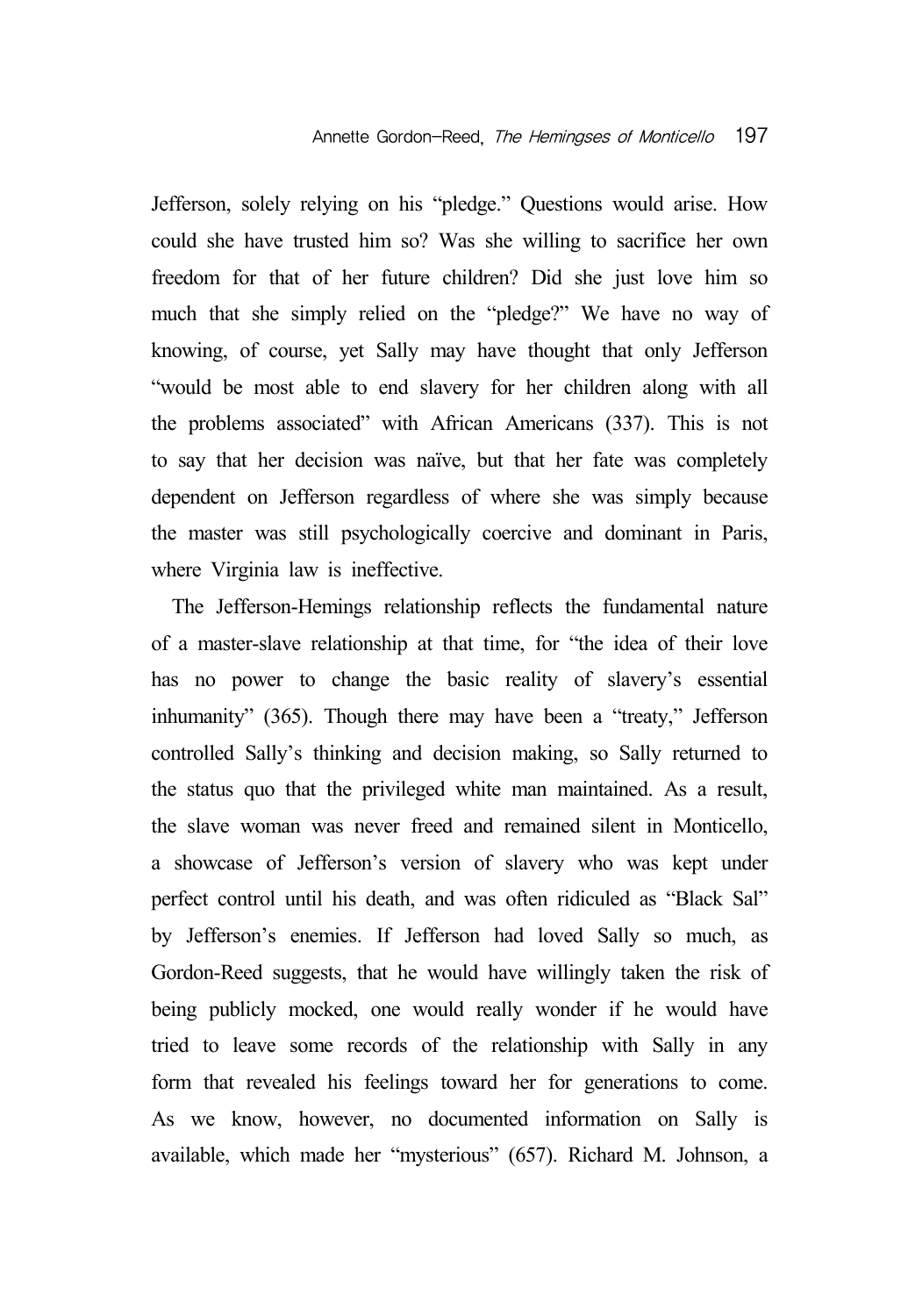Jefferson, solely relying on his "pledge." Questions would arise. How could she have trusted him so? Was she willing to sacrifice her own freedom for that of her future children? Did she just love him so much that she simply relied on the "pledge?" We have no way of knowing, of course, yet Sally may have thought that only Jefferson "would be most able to end slavery for her children along with all the problems associated" with African Americans (337). This is not to say that her decision was naïve, but that her fate was completely dependent on Jefferson regardless of where she was simply because the master was still psychologically coercive and dominant in Paris, where Virginia law is ineffective.

The Jefferson-Hemings relationship reflects the fundamental nature of a master-slave relationship at that time, for "the idea of their love has no power to change the basic reality of slavery's essential inhumanity" (365). Though there may have been a "treaty," Jefferson controlled Sally's thinking and decision making, so Sally returned to the status quo that the privileged white man maintained. As a result, the slave woman was never freed and remained silent in Monticello, a showcase of Jefferson's version of slavery who was kept under perfect control until his death, and was often ridiculed as "Black Sal" by Jefferson's enemies. If Jefferson had loved Sally so much, as Gordon-Reed suggests, that he would have willingly taken the risk of being publicly mocked, one would really wonder if he would have tried to leave some records of the relationship with Sally in any form that revealed his feelings toward her for generations to come. As we know, however, no documented information on Sally is available, which made her "mysterious" (657). Richard M. Johnson, a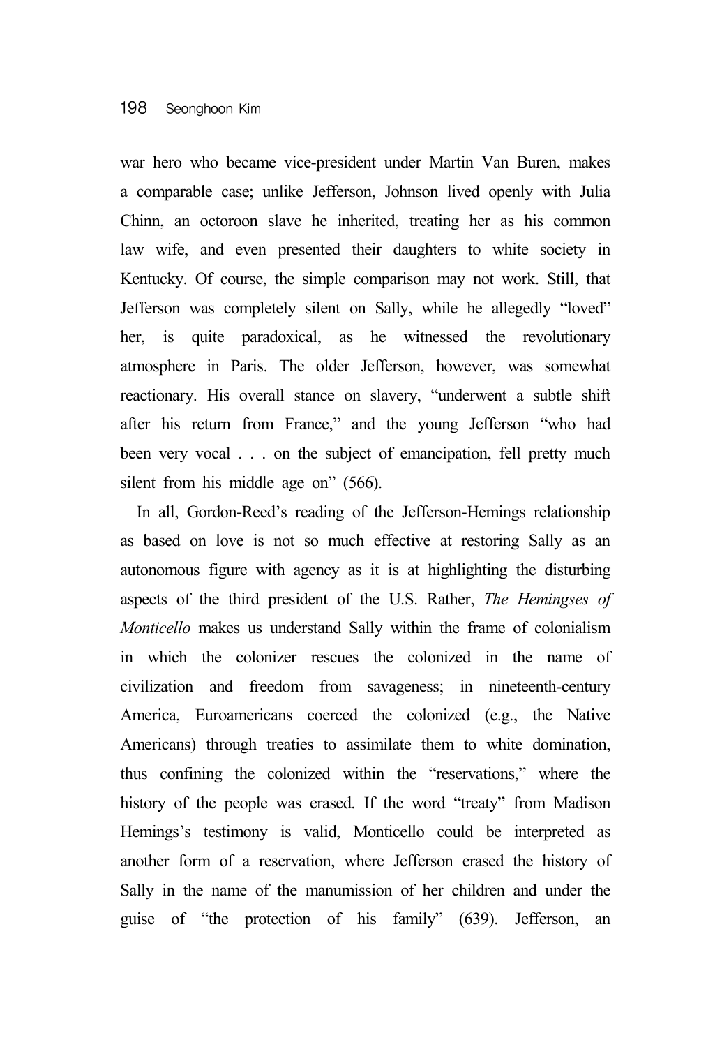war hero who became vice-president under Martin Van Buren, makes a comparable case; unlike Jefferson, Johnson lived openly with Julia Chinn, an octoroon slave he inherited, treating her as his common law wife, and even presented their daughters to white society in Kentucky. Of course, the simple comparison may not work. Still, that Jefferson was completely silent on Sally, while he allegedly "loved" her, is quite paradoxical, as he witnessed the revolutionary atmosphere in Paris. The older Jefferson, however, was somewhat reactionary. His overall stance on slavery, "underwent a subtle shift after his return from France," and the young Jefferson "who had been very vocal . . . on the subject of emancipation, fell pretty much silent from his middle age on" (566).

In all, Gordon-Reed's reading of the Jefferson-Hemings relationship as based on love is not so much effective at restoring Sally as an autonomous figure with agency as it is at highlighting the disturbing aspects of the third president of the U.S. Rather, *The Hemingses of Monticello* makes us understand Sally within the frame of colonialism in which the colonizer rescues the colonized in the name of civilization and freedom from savageness; in nineteenth-century America, Euroamericans coerced the colonized (e.g., the Native Americans) through treaties to assimilate them to white domination, thus confining the colonized within the "reservations," where the history of the people was erased. If the word "treaty" from Madison Hemings's testimony is valid, Monticello could be interpreted as another form of a reservation, where Jefferson erased the history of Sally in the name of the manumission of her children and under the guise of "the protection of his family" (639). Jefferson, an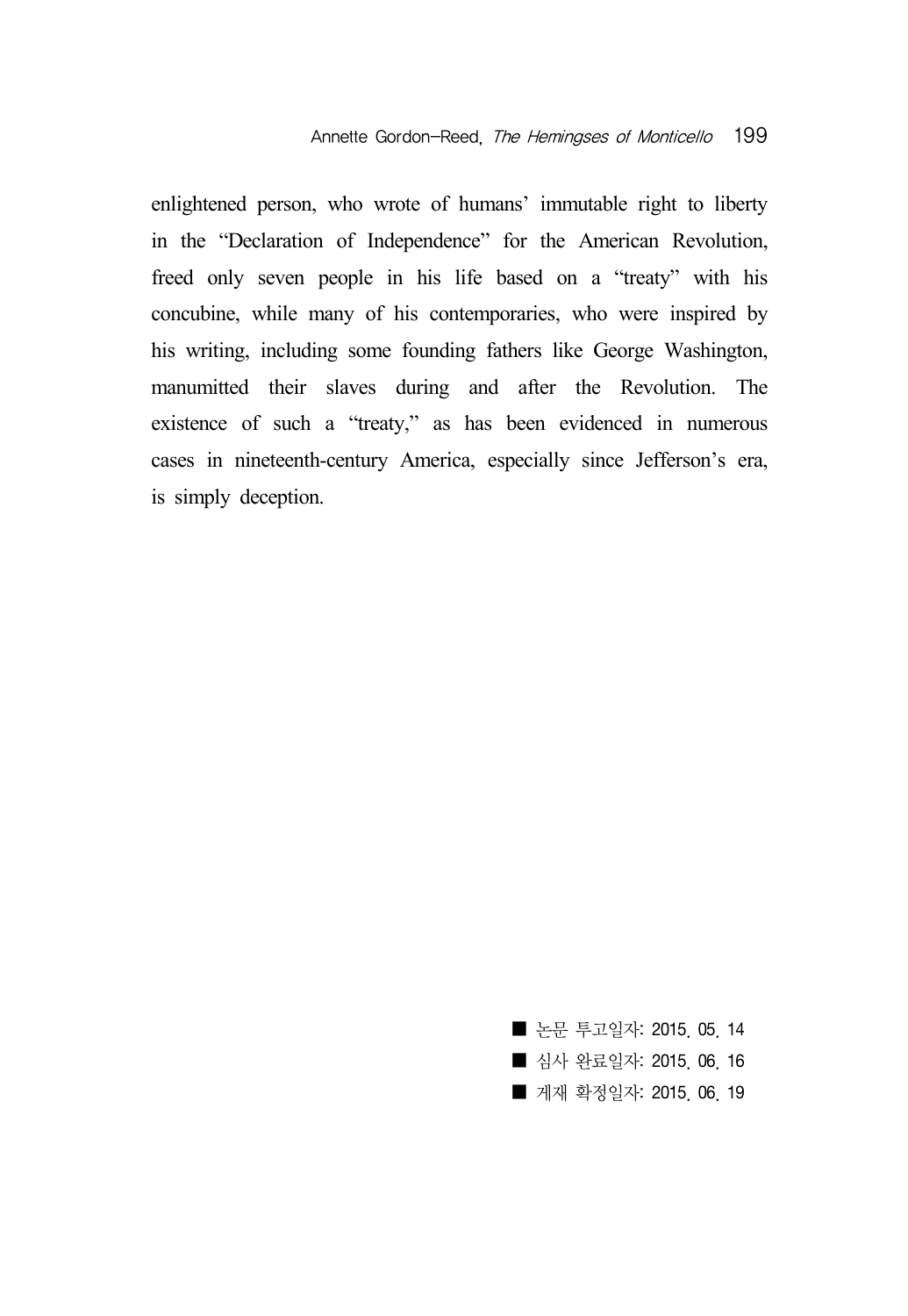enlightened person, who wrote of humans' immutable right to liberty in the "Declaration of Independence" for the American Revolution, freed only seven people in his life based on a "treaty" with his concubine, while many of his contemporaries, who were inspired by his writing, including some founding fathers like George Washington, manumitted their slaves during and after the Revolution. The existence of such a "treaty," as has been evidenced in numerous cases in nineteenth-century America, especially since Jefferson's era, is simply deception.

■ 논문 투고일자: 2015. 05. 14
■ 심사 완료일자: 2015. 06. 16
■ 게재 확정일자: 2015. 06. 19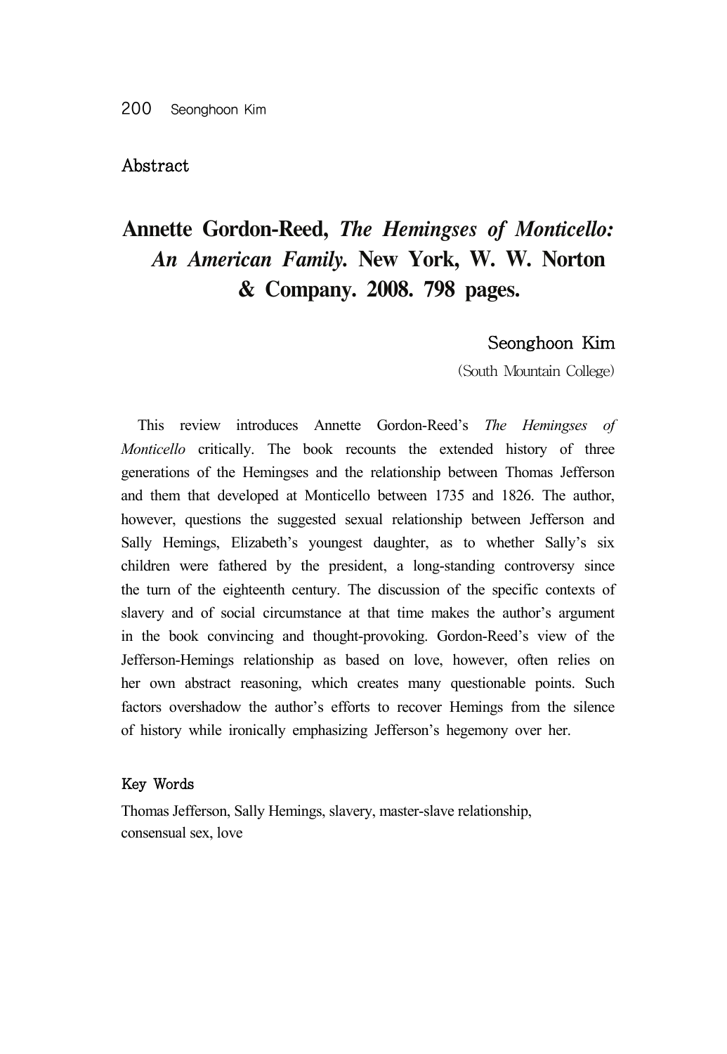## Abstract

# Annette Gordon-Reed, *The Hemingses of Monticello: An American Family*. New York, W. W. Norton & Company. 2008. 798 pages.

Seonghoon Kim
(South Mountain College)

This review introduces Annette Gordon-Reed's *The Hemingses of Monticello* critically. The book recounts the extended history of three generations of the Hemingses and the relationship between Thomas Jefferson and them that developed at Monticello between 1735 and 1826. The author, however, questions the suggested sexual relationship between Jefferson and Sally Hemings, Elizabeth's youngest daughter, as to whether Sally's six children were fathered by the president, a long-standing controversy since the turn of the eighteenth century. The discussion of the specific contexts of slavery and of social circumstance at that time makes the author's argument in the book convincing and thought-provoking. Gordon-Reed's view of the Jefferson-Hemings relationship as based on love, however, often relies on her own abstract reasoning, which creates many questionable points. Such factors overshadow the author's efforts to recover Hemings from the silence of history while ironically emphasizing Jefferson's hegemony over her.

**Key Words**

Thomas Jefferson, Sally Hemings, slavery, master-slave relationship, consensual sex, love